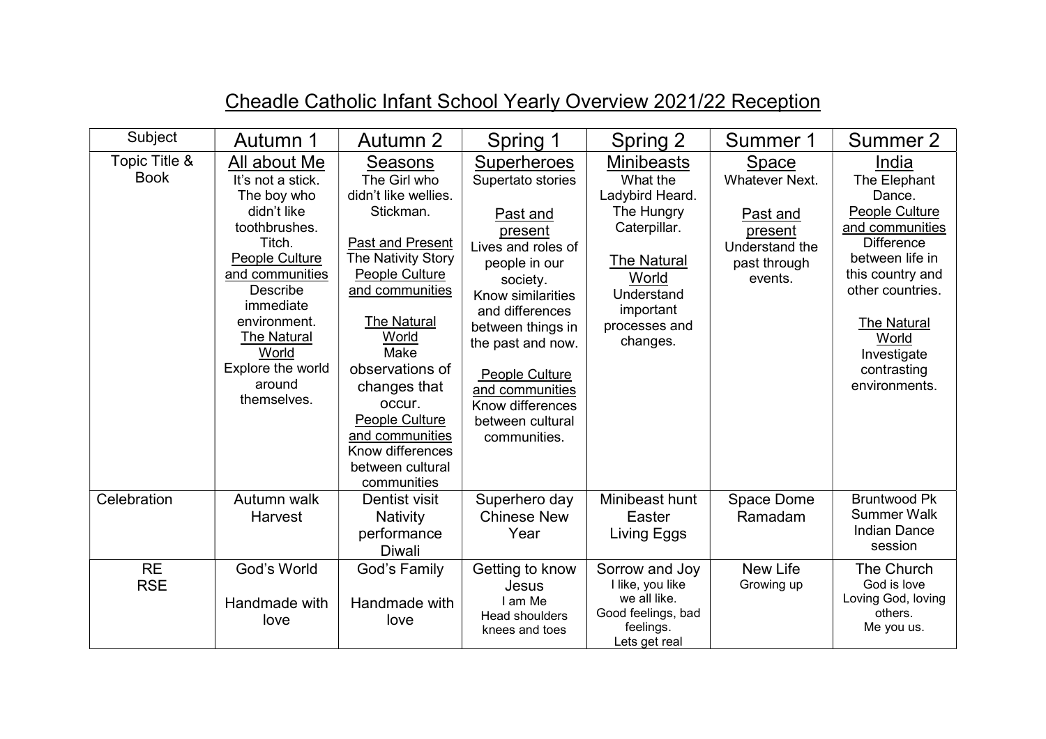# Cheadle Catholic Infant School Yearly Overview 2021/22 Reception

| Subject | Autumn 1 | Autumn 2 | Spring 1 | Spring 2 | Summer 1 | Summer 2 |
|---|---|---|---|---|---|---|
| Topic Title & Book | All about Me<br>It's not a stick.<br>The boy who didn't like toothbrushes.<br>Titch.<br>People Culture and communities<br>Describe immediate environment.<br>The Natural World<br>Explore the world around themselves. | Seasons<br>The Girl who didn't like wellies.<br>Stickman.<br><br>Past and Present<br>The Nativity Story<br>People Culture and communities<br><br>The Natural World<br>Make observations of changes that occur.<br>People Culture and communities<br>Know differences between cultural communities | Superheroes<br>Supertato stories<br><br>Past and present<br>Lives and roles of people in our society.<br>Know similarities and differences between things in the past and now.<br><br>People Culture and communities<br>Know differences between cultural communities. | Minibeasts<br>What the Ladybird Heard.<br>The Hungry Caterpillar.<br><br>The Natural World<br>Understand important processes and changes. | Space<br>Whatever Next.<br><br>Past and present<br>Understand the past through events. | India<br>The Elephant Dance.<br>People Culture and communities<br>Difference between life in this country and other countries.<br><br>The Natural World<br>Investigate contrasting environments. |
| Celebration | Autumn walk<br>Harvest | Dentist visit<br>Nativity performance<br>Diwali | Superhero day<br>Chinese New Year | Minibeast hunt<br>Easter<br>Living Eggs | Space Dome<br>Ramadam | Bruntwood Pk Summer Walk<br>Indian Dance session |
| RE<br>RSE | God's World<br><br>Handmade with love | God's Family<br><br>Handmade with love | Getting to know Jesus<br>I am Me<br>Head shoulders knees and toes | Sorrow and Joy<br>I like, you like we all like.<br>Good feelings, bad feelings.<br>Lets get real | New Life<br>Growing up | The Church<br>God is love<br>Loving God, loving others.<br>Me you us. |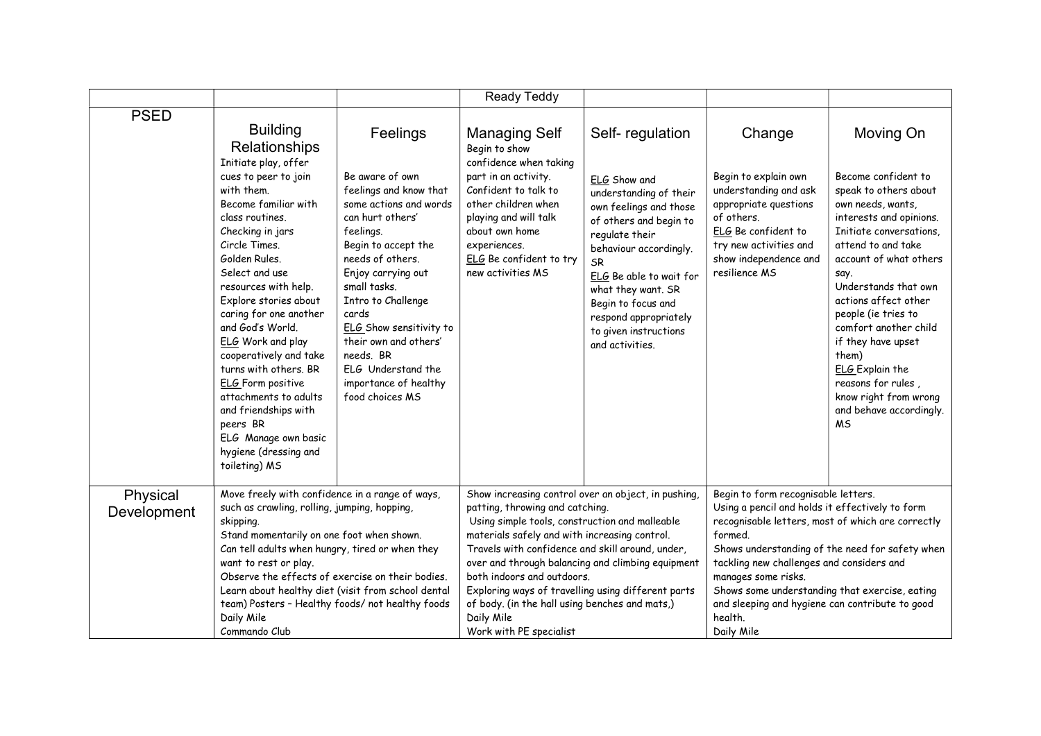| | | | Ready Teddy | | | |
|---|---|---|---|---|---|---|
| PSED | Building Relationships<br>Initiate play, offer cues to peer to join with them.<br>Become familiar with class routines.<br>Checking in jars<br>Circle Times.<br>Golden Rules.<br>Select and use resources with help.<br>Explore stories about caring for one another and God's World.<br>ELG Work and play cooperatively and take turns with others. BR<br>ELG Form positive attachments to adults and friendships with peers BR<br>ELG Manage own basic hygiene (dressing and toileting) MS | Feelings<br>Be aware of own feelings and know that some actions and words can hurt others' feelings.<br>Begin to accept the needs of others.<br>Enjoy carrying out small tasks.<br>Intro to Challenge cards<br>ELG Show sensitivity to their own and others' needs. BR<br>ELG Understand the importance of healthy food choices MS | Managing Self<br>Begin to show confidence when taking part in an activity.<br>Confident to talk to other children when playing and will talk about own home experiences.<br>ELG Be confident to try new activities MS | Self- regulation<br>ELG Show and understanding of their own feelings and those of others and begin to regulate their behaviour accordingly. SR<br>ELG Be able to wait for what they want. SR<br>Begin to focus and respond appropriately to given instructions and activities. | Change<br>Begin to explain own understanding and ask appropriate questions of others.<br>ELG Be confident to try new activities and show independence and resilience MS | Moving On<br>Become confident to speak to others about own needs, wants, interests and opinions.<br>Initiate conversations, attend to and take account of what others say.<br>Understands that own actions affect other people (ie tries to comfort another child if they have upset them)<br>ELG Explain the reasons for rules , know right from wrong and behave accordingly. MS |
| Physical Development | Move freely with confidence in a range of ways, such as crawling, rolling, jumping, hopping, skipping.<br>Stand momentarily on one foot when shown.<br>Can tell adults when hungry, tired or when they want to rest or play.<br>Observe the effects of exercise on their bodies.<br>Learn about healthy diet (visit from school dental team) Posters – Healthy foods/ not healthy foods<br>Daily Mile<br>Commando Club | | Show increasing control over an object, in pushing, patting, throwing and catching.<br>Using simple tools, construction and malleable materials safely and with increasing control.<br>Travels with confidence and skill around, under, over and through balancing and climbing equipment both indoors and outdoors.<br>Exploring ways of travelling using different parts of body. (in the hall using benches and mats,)<br>Daily Mile<br>Work with PE specialist | | Begin to form recognisable letters.<br>Using a pencil and holds it effectively to form recognisable letters, most of which are correctly formed.<br>Shows understanding of the need for safety when tackling new challenges and considers and manages some risks.<br>Shows some understanding that exercise, eating and sleeping and hygiene can contribute to good health.<br>Daily Mile | |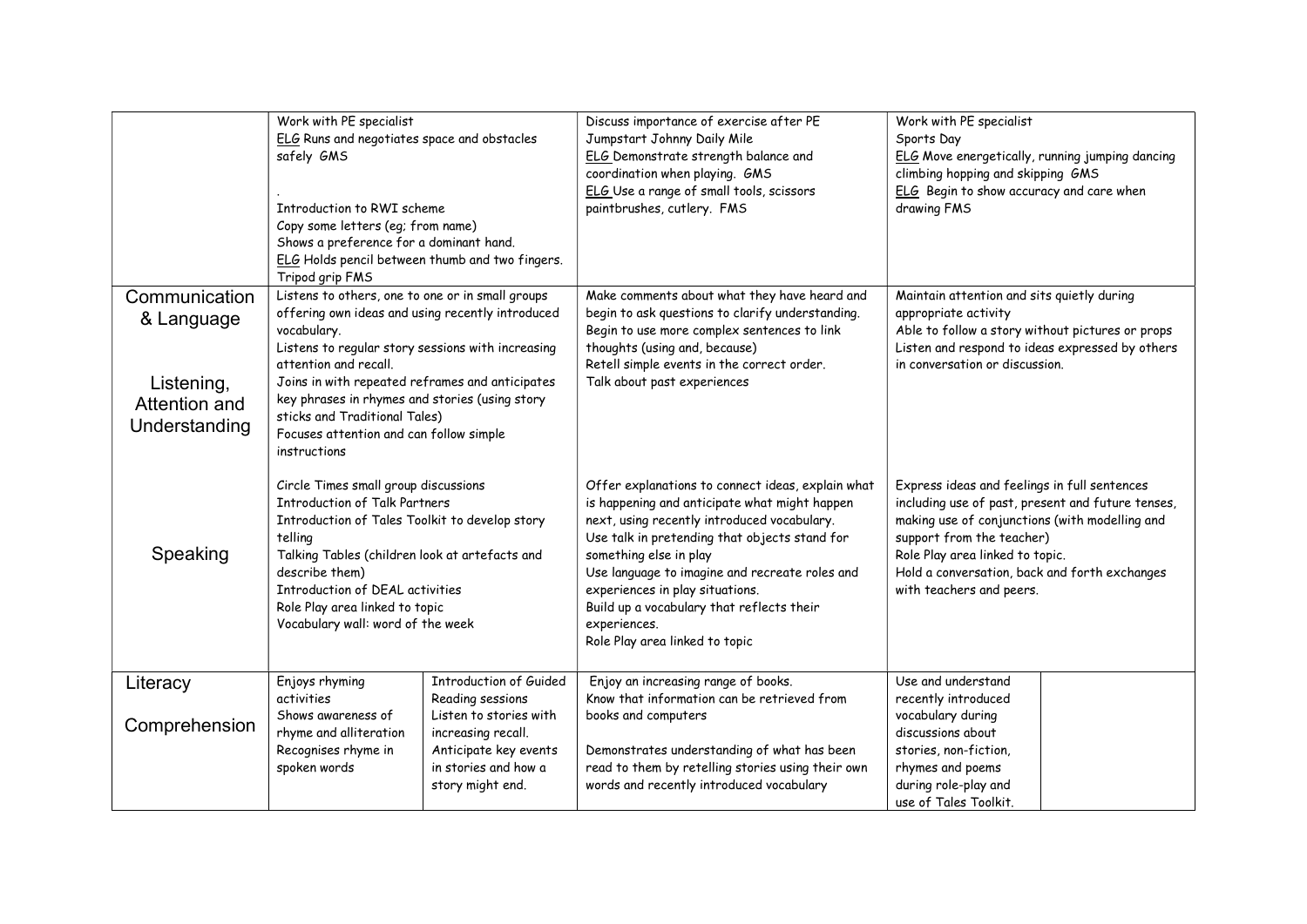| | | | | | | |
|---|---|---|---|---|---|---|
| | Work with PE specialist<br>ELG Runs and negotiates space and obstacles safely GMS<br><br>.<br>Introduction to RWI scheme<br>Copy some letters (eg; from name)<br>Shows a preference for a dominant hand.<br>ELG Holds pencil between thumb and two fingers. Tripod grip FMS | | Discuss importance of exercise after PE<br>Jumpstart Johnny Daily Mile<br>ELG Demonstrate strength balance and coordination when playing. GMS<br>ELG Use a range of small tools, scissors paintbrushes, cutlery. FMS | | Work with PE specialist<br>Sports Day<br>ELG Move energetically, running jumping dancing climbing hopping and skipping GMS<br>ELG Begin to show accuracy and care when drawing FMS | |
| Communication & Language<br><br>Listening, Attention and Understanding | Listens to others, one to one or in small groups offering own ideas and using recently introduced vocabulary.<br>Listens to regular story sessions with increasing attention and recall.<br>Joins in with repeated reframes and anticipates key phrases in rhymes and stories (using story sticks and Traditional Tales)<br>Focuses attention and can follow simple instructions | | Make comments about what they have heard and begin to ask questions to clarify understanding.<br>Begin to use more complex sentences to link thoughts (using and, because)<br>Retell simple events in the correct order.<br>Talk about past experiences | | Maintain attention and sits quietly during appropriate activity<br>Able to follow a story without pictures or props<br>Listen and respond to ideas expressed by others in conversation or discussion. | |
| Speaking | Circle Times small group discussions<br>Introduction of Talk Partners<br>Introduction of Tales Toolkit to develop story telling<br>Talking Tables (children look at artefacts and describe them)<br>Introduction of DEAL activities<br>Role Play area linked to topic<br>Vocabulary wall: word of the week | | Offer explanations to connect ideas, explain what is happening and anticipate what might happen next, using recently introduced vocabulary.<br>Use talk in pretending that objects stand for something else in play<br>Use language to imagine and recreate roles and experiences in play situations.<br>Build up a vocabulary that reflects their experiences.<br>Role Play area linked to topic | | Express ideas and feelings in full sentences including use of past, present and future tenses, making use of conjunctions (with modelling and support from the teacher)<br>Role Play area linked to topic.<br>Hold a conversation, back and forth exchanges with teachers and peers. | |
| Literacy<br><br>Comprehension | Enjoys rhyming activities<br>Shows awareness of rhyme and alliteration<br>Recognises rhyme in spoken words | Introduction of Guided Reading sessions<br>Listen to stories with increasing recall.<br>Anticipate key events in stories and how a story might end. | Enjoy an increasing range of books.<br>Know that information can be retrieved from books and computers<br><br>Demonstrates understanding of what has been read to them by retelling stories using their own words and recently introduced vocabulary | | Use and understand recently introduced vocabulary during discussions about stories, non-fiction, rhymes and poems during role-play and use of Tales Toolkit. | |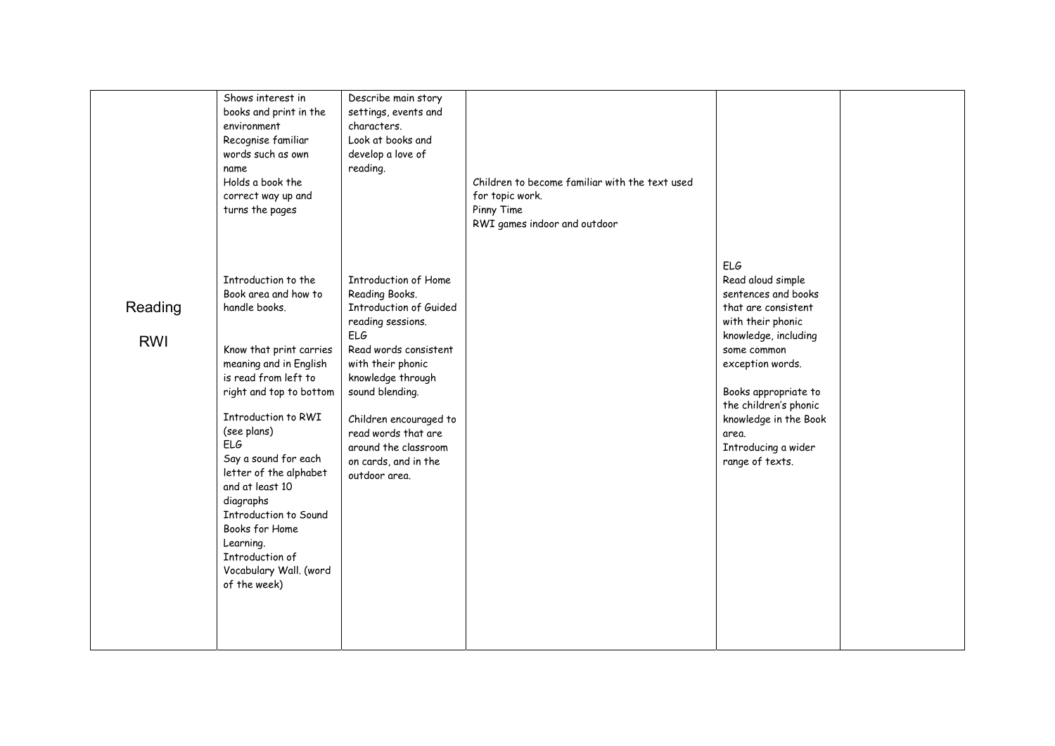| | | | | | |
|---|---|---|---|---|---|
| Reading<br><br>RWI | Shows interest in books and print in the environment<br>Recognise familiar words such as own name<br>Holds a book the correct way up and turns the pages<br><br>Introduction to the Book area and how to handle books.<br><br>Know that print carries meaning and in English is read from left to right and top to bottom<br><br>Introduction to RWI (see plans)<br>ELG<br>Say a sound for each letter of the alphabet and at least 10 diagraphs<br>Introduction to Sound Books for Home Learning.<br>Introduction of Vocabulary Wall. (word of the week) | Describe main story settings, events and characters.<br>Look at books and develop a love of reading.<br><br>Introduction of Home Reading Books.<br>Introduction of Guided reading sessions.<br>ELG<br>Read words consistent with their phonic knowledge through sound blending.<br><br>Children encouraged to read words that are around the classroom on cards, and in the outdoor area. | Children to become familiar with the text used for topic work.<br>Pinny Time<br>RWI games indoor and outdoor | ELG<br>Read aloud simple sentences and books that are consistent with their phonic knowledge, including some common exception words.<br><br>Books appropriate to the children's phonic knowledge in the Book area.<br>Introducing a wider range of texts. | |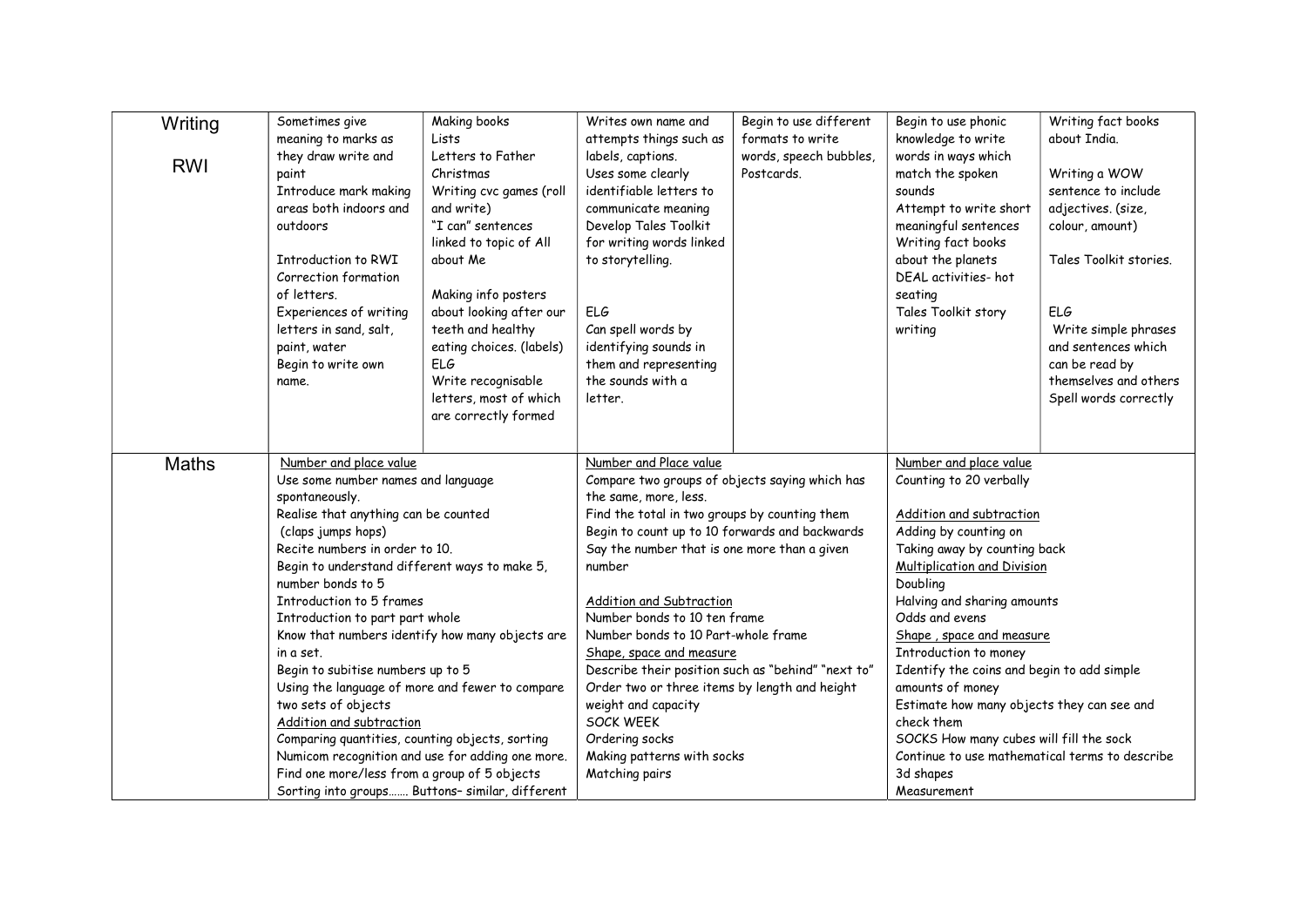| | | | | | | |
|---|---|---|---|---|---|---|
| Writing<br><br>RWI | Sometimes give meaning to marks as they draw write and paint<br>Introduce mark making areas both indoors and outdoors<br><br>Introduction to RWI<br>Correction formation of letters.<br>Experiences of writing letters in sand, salt, paint, water<br>Begin to write own name. | Making books<br>Lists<br>Letters to Father Christmas<br>Writing cvc games (roll and write)<br>"I can" sentences linked to topic of All about Me<br><br>Making info posters about looking after our teeth and healthy eating choices. (labels)<br>ELG<br>Write recognisable letters, most of which are correctly formed | Writes own name and attempts things such as labels, captions.<br>Uses some clearly identifiable letters to communicate meaning<br>Develop Tales Toolkit for writing words linked to storytelling.<br><br>ELG<br>Can spell words by identifying sounds in them and representing the sounds with a letter. | Begin to use different formats to write words, speech bubbles, Postcards. | Begin to use phonic knowledge to write words in ways which match the spoken sounds<br>Attempt to write short meaningful sentences<br>Writing fact books about the planets<br>DEAL activities- hot seating<br>Tales Toolkit story writing | Writing fact books about India.<br><br>Writing a WOW sentence to include adjectives. (size, colour, amount)<br><br>Tales Toolkit stories.<br><br>ELG<br>Write simple phrases and sentences which can be read by themselves and others<br>Spell words correctly |
| Maths | <u>Number and place value</u><br>Use some number names and language spontaneously.<br>Realise that anything can be counted (claps jumps hops)<br>Recite numbers in order to 10.<br>Begin to understand different ways to make 5, number bonds to 5<br>Introduction to 5 frames<br>Introduction to part part whole<br>Know that numbers identify how many objects are in a set.<br>Begin to subitise numbers up to 5<br>Using the language of more and fewer to compare two sets of objects<br><u>Addition and subtraction</u><br>Comparing quantities, counting objects, sorting<br>Numicom recognition and use for adding one more.<br>Find one more/less from a group of 5 objects<br>Sorting into groups……. Buttons– similar, different | | <u>Number and Place value</u><br>Compare two groups of objects saying which has the same, more, less.<br>Find the total in two groups by counting them<br>Begin to count up to 10 forwards and backwards<br>Say the number that is one more than a given number<br><br><u>Addition and Subtraction</u><br>Number bonds to 10 ten frame<br>Number bonds to 10 Part-whole frame<br><u>Shape, space and measure</u><br>Describe their position such as "behind" "next to"<br>Order two or three items by length and height weight and capacity<br>SOCK WEEK<br>Ordering socks<br>Making patterns with socks<br>Matching pairs | | <u>Number and place value</u><br>Counting to 20 verbally<br><br><u>Addition and subtraction</u><br>Adding by counting on<br>Taking away by counting back<br><u>Multiplication and Division</u><br>Doubling<br>Halving and sharing amounts<br>Odds and evens<br><u>Shape , space and measure</u><br>Introduction to money<br>Identify the coins and begin to add simple amounts of money<br>Estimate how many objects they can see and check them<br>SOCKS How many cubes will fill the sock<br>Continue to use mathematical terms to describe 3d shapes<br>Measurement | |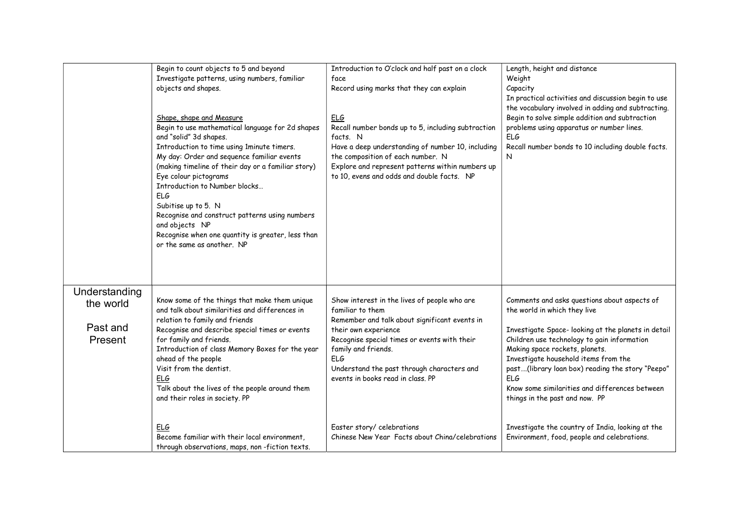| | | | |
|---|---|---|---|
| | Begin to count objects to 5 and beyond<br>Investigate patterns, using numbers, familiar objects and shapes.<br><br><u>Shape, shape and Measure</u><br>Begin to use mathematical language for 2d shapes and "solid" 3d shapes.<br>Introduction to time using 1minute timers.<br>My day: Order and sequence familiar events (making timeline of their day or a familiar story)<br>Eye colour pictograms<br>Introduction to Number blocks…<br>ELG<br>Subitise up to 5. N<br>Recognise and construct patterns using numbers and objects NP<br>Recognise when one quantity is greater, less than or the same as another. NP | Introduction to O'clock and half past on a clock face<br>Record using marks that they can explain<br><br><u>ELG</u><br>Recall number bonds up to 5, including subtraction facts. N<br>Have a deep understanding of number 10, including the composition of each number. N<br>Explore and represent patterns within numbers up to 10, evens and odds and double facts. NP | Length, height and distance<br>Weight<br>Capacity<br>In practical activities and discussion begin to use the vocabulary involved in adding and subtracting.<br>Begin to solve simple addition and subtraction problems using apparatus or number lines.<br>ELG<br>Recall number bonds to 10 including double facts. N |
| Understanding the world<br><br>Past and Present | Know some of the things that make them unique and talk about similarities and differences in relation to family and friends<br>Recognise and describe special times or events for family and friends.<br>Introduction of class Memory Boxes for the year ahead of the people<br>Visit from the dentist.<br><u>ELG</u><br>Talk about the lives of the people around them and their roles in society. PP<br><br><u>ELG</u><br>Become familiar with their local environment, through observations, maps, non -fiction texts. | Show interest in the lives of people who are familiar to them<br>Remember and talk about significant events in their own experience<br>Recognise special times or events with their family and friends.<br>ELG<br>Understand the past through characters and events in books read in class. PP<br><br>Easter story/ celebrations<br>Chinese New Year Facts about China/celebrations | Comments and asks questions about aspects of the world in which they live<br><br>Investigate Space- looking at the planets in detail<br>Children use technology to gain information<br>Making space rockets, planets.<br>Investigate household items from the past….(library loan box) reading the story "Peepo"<br>ELG<br>Know some similarities and differences between things in the past and now. PP<br><br>Investigate the country of India, looking at the Environment, food, people and celebrations. |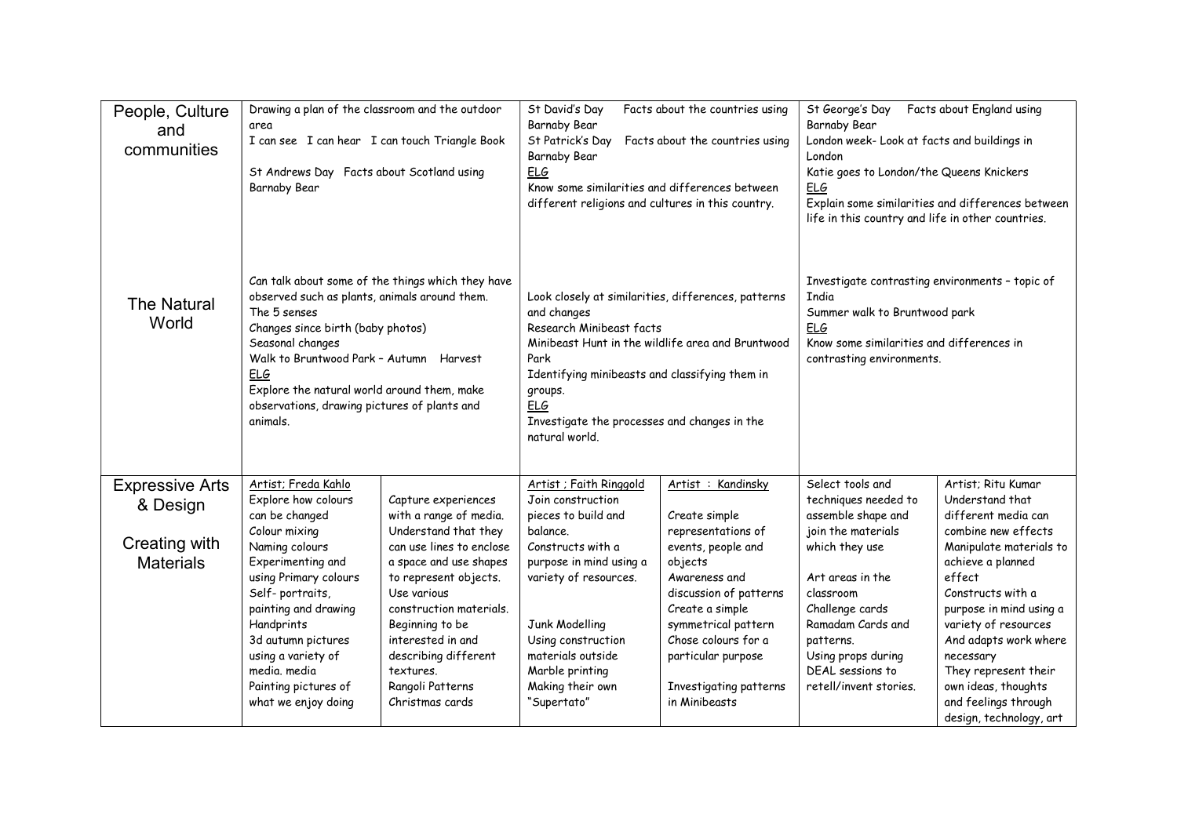| | | | | | | |
|---|---|---|---|---|---|---|
| People, Culture and communities | Drawing a plan of the classroom and the outdoor area<br>I can see I can hear I can touch Triangle Book<br><br>St Andrews Day Facts about Scotland using Barnaby Bear | | St David's Day Facts about the countries using Barnaby Bear<br>St Patrick's Day Facts about the countries using Barnaby Bear<br><u>ELG</u><br>Know some similarities and differences between different religions and cultures in this country. | | St George's Day Facts about England using Barnaby Bear<br>London week- Look at facts and buildings in London<br>Katie goes to London/the Queens Knickers<br><u>ELG</u><br>Explain some similarities and differences between life in this country and life in other countries. | |
| The Natural World | Can talk about some of the things which they have observed such as plants, animals around them.<br>The 5 senses<br>Changes since birth (baby photos)<br>Seasonal changes<br>Walk to Bruntwood Park – Autumn Harvest<br><u>ELG</u><br>Explore the natural world around them, make observations, drawing pictures of plants and animals. | | Look closely at similarities, differences, patterns and changes<br>Research Minibeast facts<br>Minibeast Hunt in the wildlife area and Bruntwood Park<br>Identifying minibeasts and classifying them in groups.<br><u>ELG</u><br>Investigate the processes and changes in the natural world. | | Investigate contrasting environments – topic of India<br>Summer walk to Bruntwood park<br><u>ELG</u><br>Know some similarities and differences in contrasting environments. | |
| Expressive Arts & Design<br><br>Creating with Materials | <u>Artist; Freda Kahlo</u><br>Explore how colours can be changed<br>Colour mixing<br>Naming colours<br>Experimenting and using Primary colours<br>Self- portraits, painting and drawing<br>Handprints<br>3d autumn pictures using a variety of media. media<br>Painting pictures of what we enjoy doing | Capture experiences with a range of media.<br>Understand that they can use lines to enclose a space and use shapes to represent objects.<br>Use various construction materials.<br>Beginning to be interested in and describing different textures.<br>Rangoli Patterns<br>Christmas cards | <u>Artist ; Faith Ringgold</u><br>Join construction pieces to build and balance.<br>Constructs with a purpose in mind using a variety of resources.<br><br>Junk Modelling<br>Using construction materials outside<br>Marble printing<br>Making their own "Supertato" | <u>Artist : Kandinsky</u><br><br>Create simple representations of events, people and objects<br>Awareness and discussion of patterns<br>Create a simple symmetrical pattern<br>Chose colours for a particular purpose<br><br>Investigating patterns in Minibeasts | Select tools and techniques needed to assemble shape and join the materials which they use<br><br>Art areas in the classroom<br>Challenge cards<br>Ramadam Cards and patterns.<br>Using props during DEAL sessions to retell/invent stories. | Artist; Ritu Kumar<br>Understand that different media can combine new effects<br>Manipulate materials to achieve a planned effect<br>Constructs with a purpose in mind using a variety of resources<br>And adapts work where necessary<br>They represent their own ideas, thoughts and feelings through design, technology, art |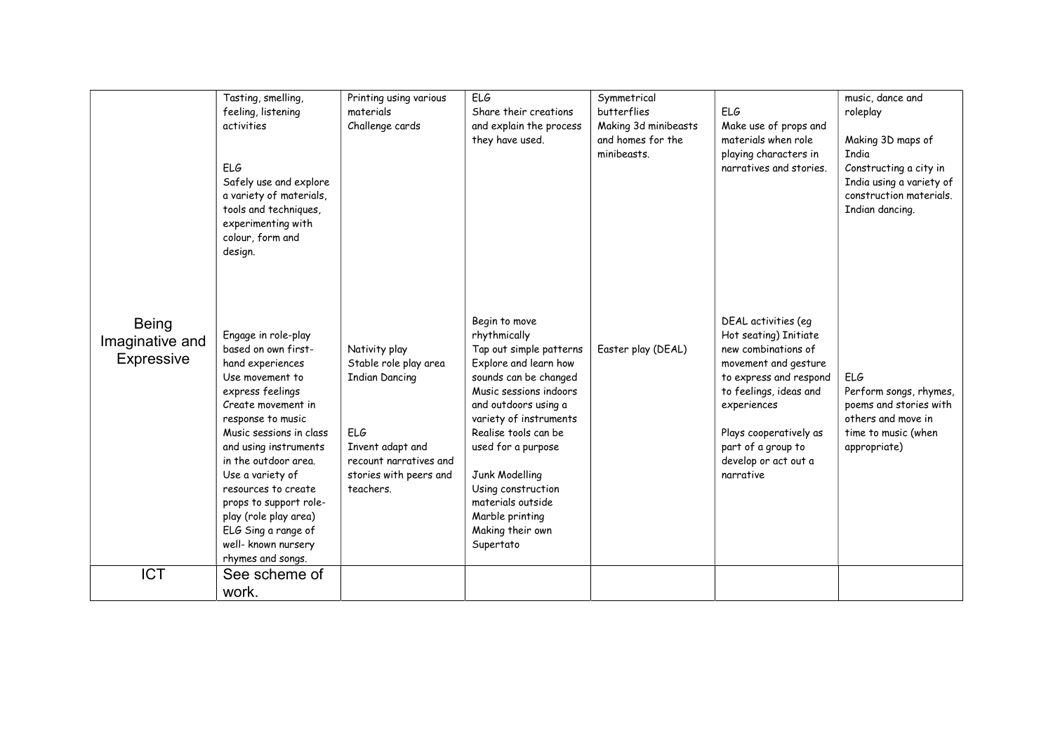| | | | | | | |
|---|---|---|---|---|---|---|
| Being Imaginative and Expressive | Tasting, smelling, feeling, listening activities<br><br>ELG<br>Safely use and explore a variety of materials, tools and techniques, experimenting with colour, form and design.<br><br>Engage in role-play based on own first-hand experiences<br>Use movement to express feelings<br>Create movement in response to music<br>Music sessions in class and using instruments in the outdoor area.<br>Use a variety of resources to create props to support role-play (role play area)<br>ELG Sing a range of well- known nursery rhymes and songs. | Printing using various materials<br>Challenge cards<br><br>Nativity play<br>Stable role play area<br>Indian Dancing<br><br>ELG<br>Invent adapt and recount narratives and stories with peers and teachers. | ELG<br>Share their creations and explain the process they have used.<br><br>Begin to move rhythmically<br>Tap out simple patterns<br>Explore and learn how sounds can be changed<br>Music sessions indoors and outdoors using a variety of instruments<br>Realise tools can be used for a purpose<br><br>Junk Modelling<br>Using construction materials outside<br>Marble printing<br>Making their own Supertato | Symmetrical butterflies<br>Making 3d minibeasts and homes for the minibeasts.<br><br>Easter play (DEAL) | ELG<br>Make use of props and materials when role playing characters in narratives and stories.<br><br>DEAL activities (eg Hot seating) Initiate new combinations of movement and gesture to express and respond to feelings, ideas and experiences<br><br>Plays cooperatively as part of a group to develop or act out a narrative | music, dance and roleplay<br><br>Making 3D maps of India<br>Constructing a city in India using a variety of construction materials.<br>Indian dancing.<br><br>ELG<br>Perform songs, rhymes, poems and stories with others and move in time to music (when appropriate) |
| ICT | See scheme of work. | | | | | |